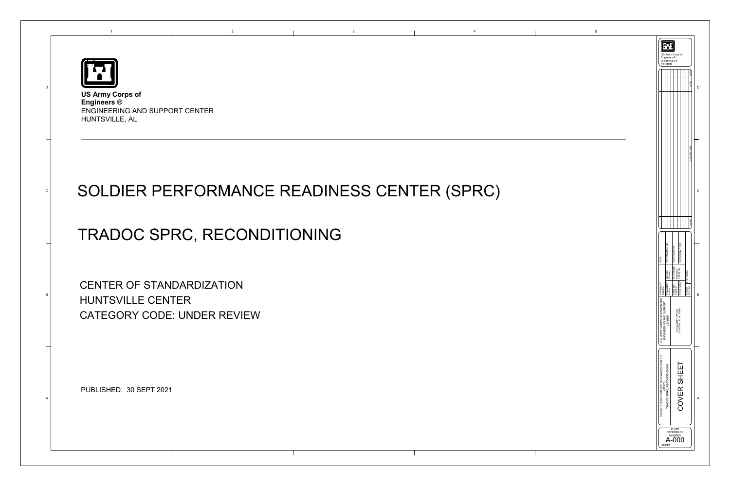**US Army Corps of Engineers ®**
ENGINEERING AND SUPPORT CENTER
HUNTSVILLE, AL

# SOLDIER PERFORMANCE READINESS CENTER (SPRC)

# TRADOC SPRC, RECONDITIONING

CENTER OF STANDARDIZATION
HUNTSVILLE CENTER
CATEGORY CODE: UNDER REVIEW

PUBLISHED: 30 SEPT 2021

US Army Corps of Engineers ®
HUNTSVILLE CENTER

U.S. ARMY CORPS OF ENGINEERS ENGINEERING AND SUPPORT CENTER
475 QUALITY CIRCLE
HUNTSVILLE, AL 35806

SOLDIER PERFORMANCE READINESS CENTER (SPRC)
TRADOC SPRC, RECONDITIONING

COVER SHEET

PLATE REFERENCE NUMBER
A-000
SHEET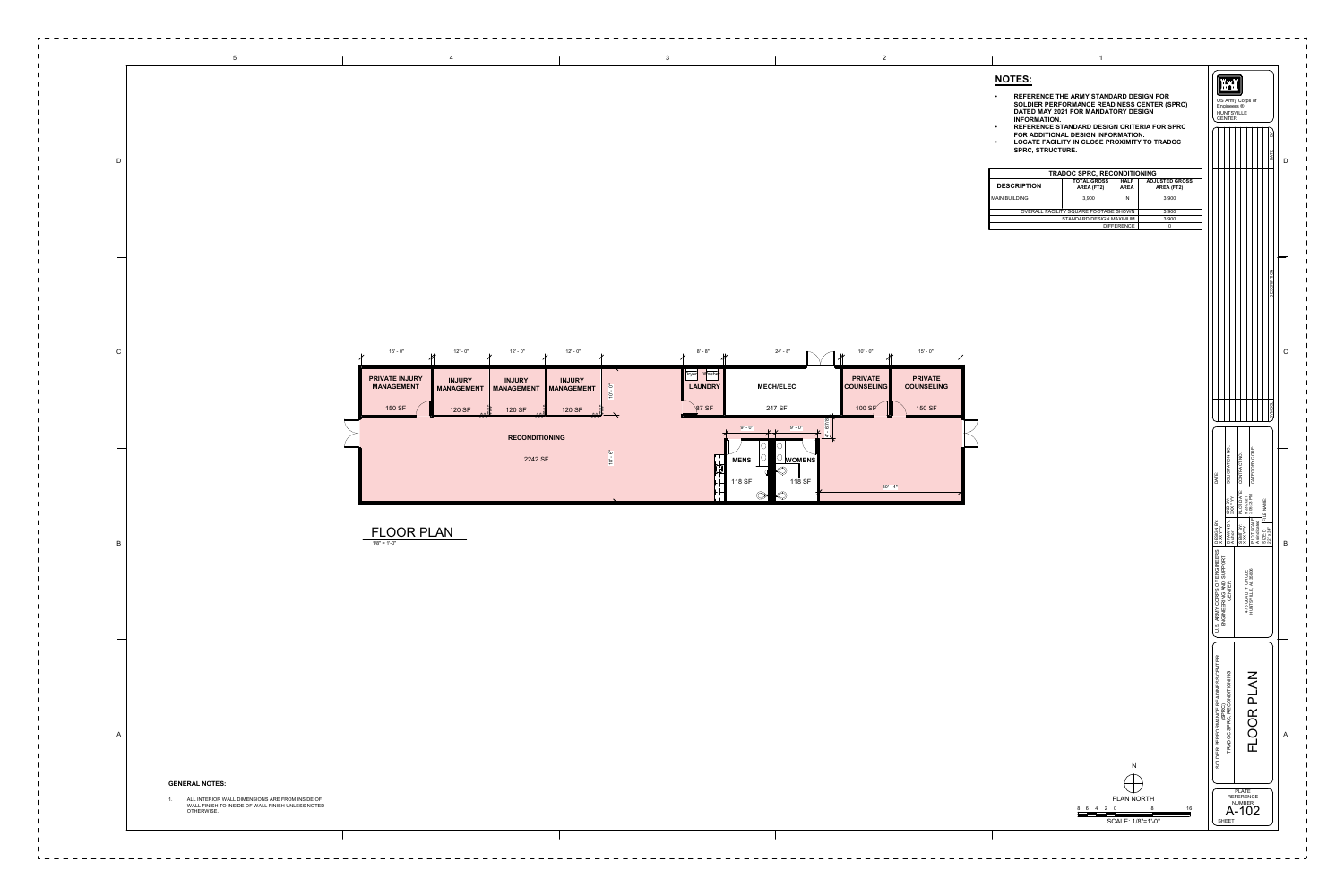## NOTES:

- REFERENCE THE ARMY STANDARD DESIGN FOR SOLDIER PERFORMANCE READINESS CENTER (SPRC) DATED MAY 2021 FOR MANDATORY DESIGN INFORMATION.
- REFERENCE STANDARD DESIGN CRITERIA FOR SPRC FOR ADDITIONAL DESIGN INFORMATION.
- LOCATE FACILITY IN CLOSE PROXIMITY TO TRADOC SPRC, STRUCTURE.

| TRADOC SPRC, RECONDITIONING | | | |
|---|---|---|---|
| DESCRIPTION | TOTAL GROSS AREA (FT2) | HALF AREA | ADJUSTED GROSS AREA (FT2) |
| MAIN BUILDING | 3,900 | N | 3,900 |
| OVERALL FACILITY SQUARE FOOTAGE SHOWN | | | 3,900 |
| STANDARD DESIGN MAXIMUM | | | 3,900 |
| DIFFERENCE | | | 0 |

PRIVATE INJURY MANAGEMENT 150 SF

INJURY MANAGEMENT 120 SF

INJURY MANAGEMENT 120 SF

INJURY MANAGEMENT 120 SF

RECONDITIONING 2242 SF

LAUNDRY 67 SF

MECH/ELEC 247 SF

MENS 118 SF

WOMENS 118 SF

PRIVATE COUNSELING 100 SF

PRIVATE COUNSELING 150 SF

15' - 0" | 12' - 0" | 12' - 0" | 12' - 0" | 8' - 8" | 24' - 8" | 10' - 0" | 15' - 0" | 10' - 0" | 18' - 6" | 9' - 0" | 9' - 0" | 30' - 4"

## FLOOR PLAN

1/8" = 1'-0"

PLAN NORTH

SCALE: 1/8"=1'-0"

### GENERAL NOTES:

1. ALL INTERIOR WALL DIMENSIONS ARE FROM INSIDE OF WALL FINISH TO INSIDE OF WALL FINISH UNLESS NOTED OTHERWISE.

US Army Corps of Engineers® HUNTSVILLE CENTER

U.S. ARMY CORPS OF ENGINEERS ENGINEERING AND SUPPORT CENTER

475 QUALITY CIRCLE HUNTSVILLE, AL 35806

SOLDIER PERFORMANCE READINESS CENTER (SPRC) TRADOC SPRC, RECONDITIONING

FLOOR PLAN

PLATE REFERENCE NUMBER: A-102

SHEET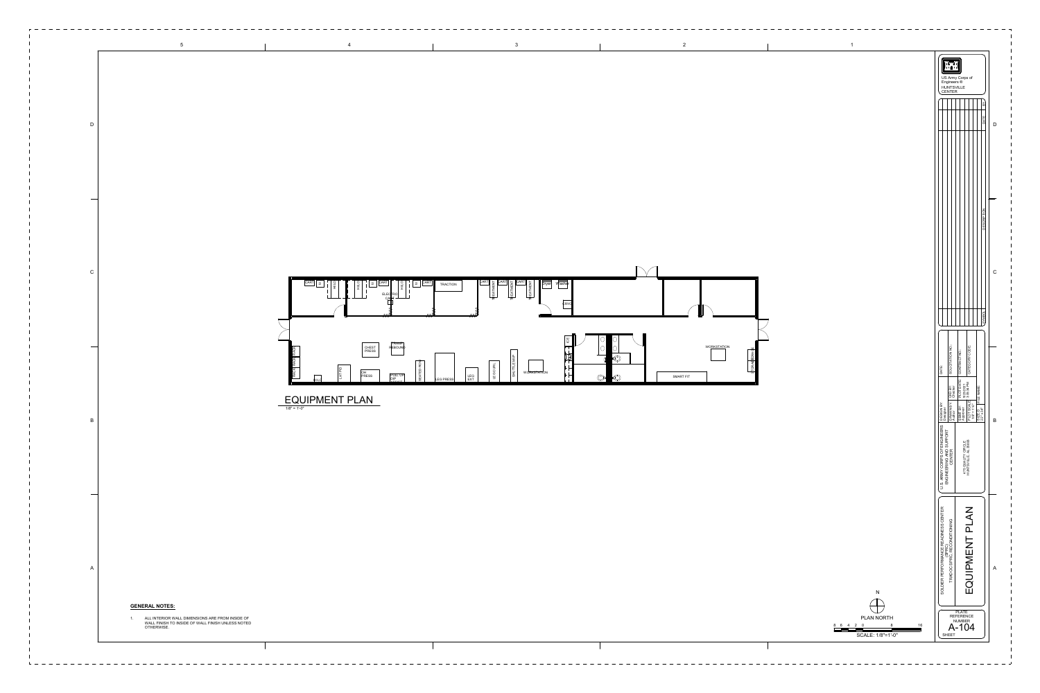# EQUIPMENT PLAN

1/8" = 1'-0"

CART | CART | CART | TRACTION | CART | CART | CART | TREATMENT | TREATMENT | TREATMENT | dryer | washer | CRYO | ELECTRO CART | HI-LO | HI-LO | HI-LO

CHEST PRESS | TRICEP REBOUND | OH PRESS | LAT PD | PULL UP DIP | SEATED ROW | LEG PRESS | LEG EXT | LEG CURL | SHUTTLE MVP | WORKSTATION | WORKSTATION | SMART FIT

**GENERAL NOTES:**

1. ALL INTERIOR WALL DIMENSIONS ARE FROM INSIDE OF WALL FINISH TO INSIDE OF WALL FINISH UNLESS NOTED OTHERWISE.

N

PLAN NORTH

8 6 4 2 0 8 16

SCALE: 1/8"=1'-0"

US Army Corps of Engineers® HUNTSVILLE CENTER

U.S. ARMY CORPS OF ENGINEERS ENGINEERING AND SUPPORT CENTER

475 QUALITY CIRCLE HUNTSVILLE, AL 35806

Designed by: Designer | Drawn by: Author | Checked by: Checker | Approved: Approver | Date: | Plot Scale: 1/8" = 1'-0" | Plot date: 3/2/2015 | Size: 22"x34" | File name:

SOLICITATION NO. | CONTRACT NO. | CATEGORY CODE

SOLDIER PERFORMANCE READINESS CENTER (SPRC) TRADOC SPRC RECONDITIONING

EQUIPMENT PLAN

PLATE REFERENCE NUMBER

A-104

SHEET